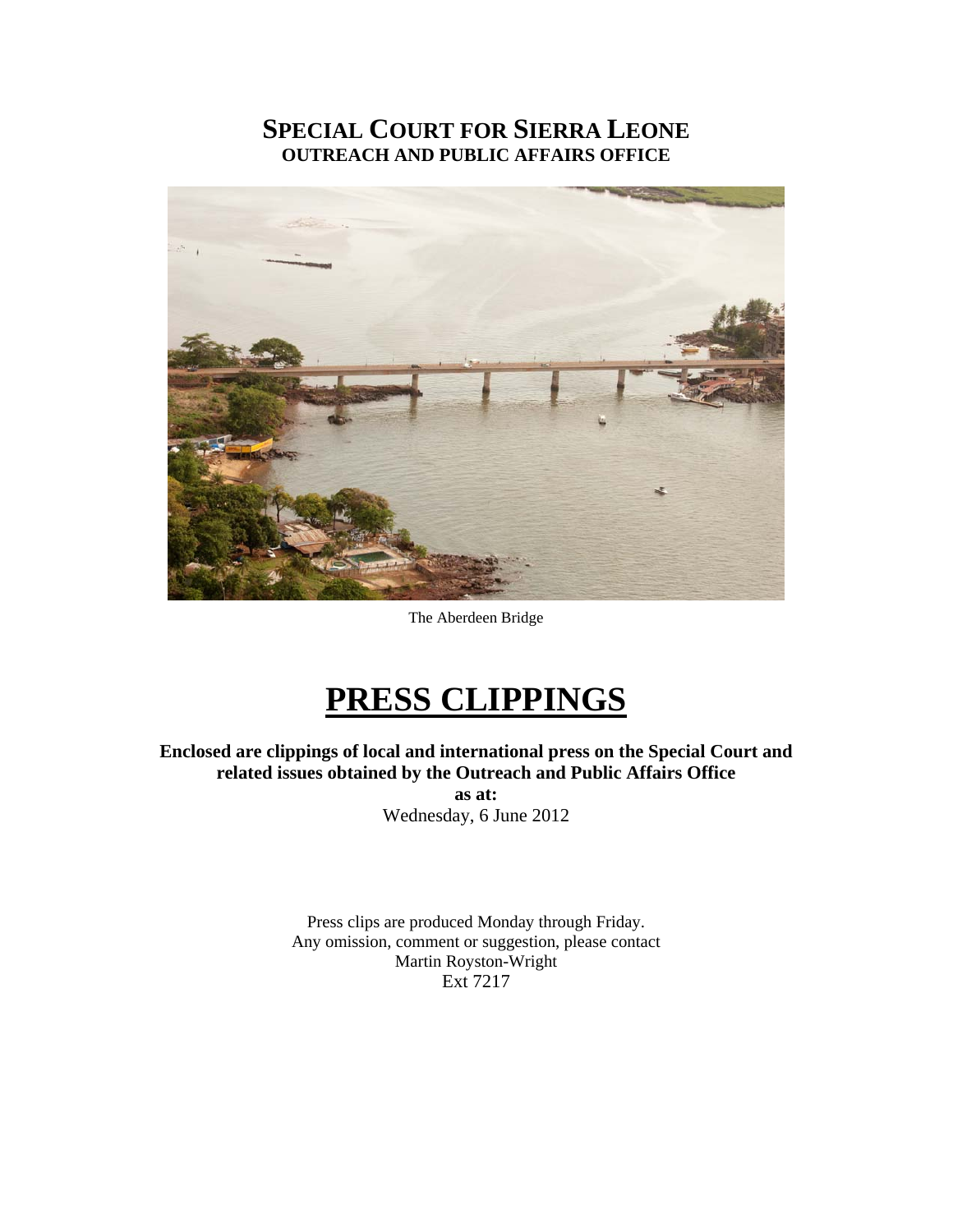# SPECIAL COURT FOR SIERRA LEONE
## OUTREACH AND PUBLIC AFFAIRS OFFICE

The Aberdeen Bridge

# PRESS CLIPPINGS

**Enclosed are clippings of local and international press on the Special Court and related issues obtained by the Outreach and Public Affairs Office**

**as at:**

Wednesday, 6 June 2012

Press clips are produced Monday through Friday.
Any omission, comment or suggestion, please contact
Martin Royston-Wright
Ext 7217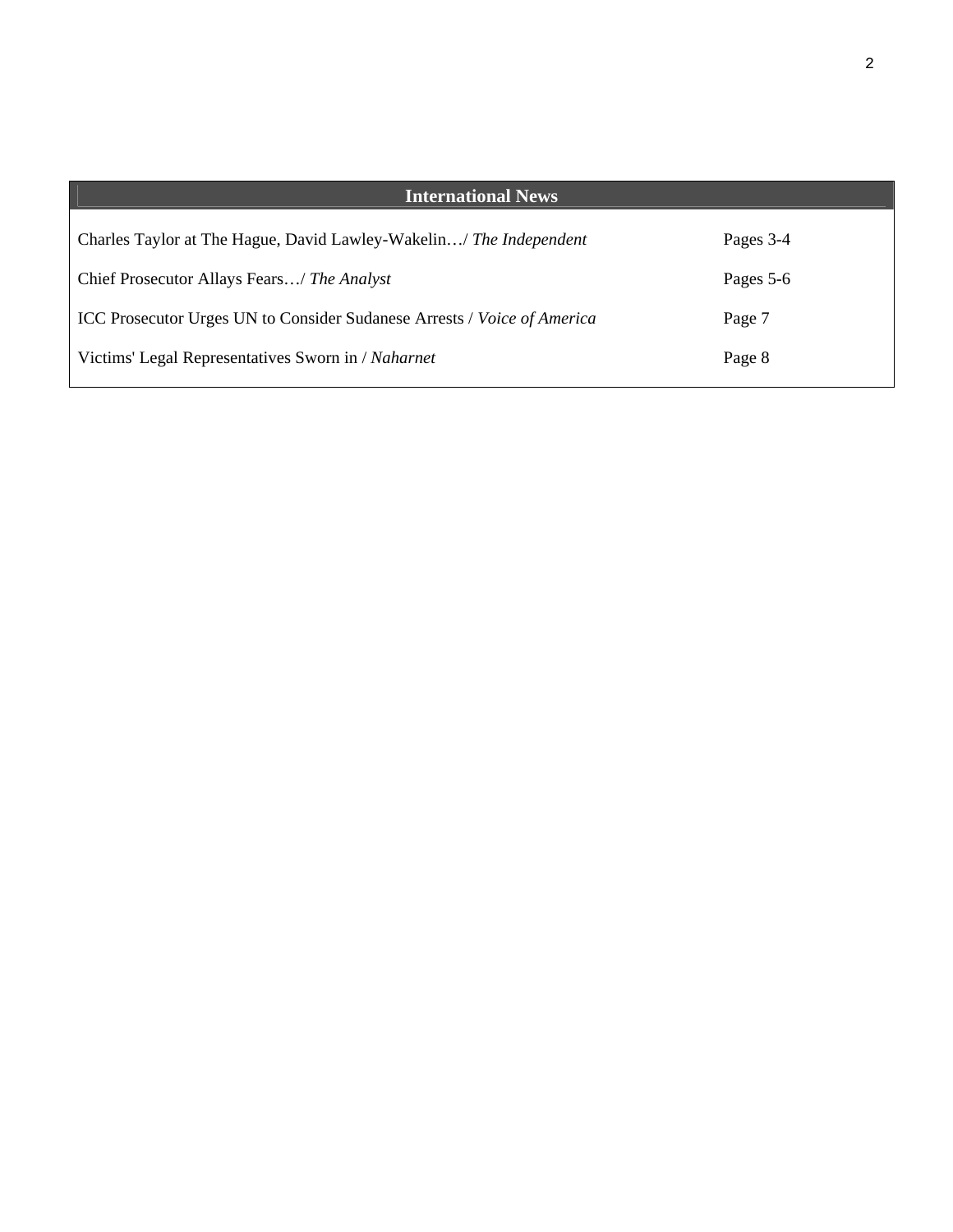## International News

| | |
|---|---|
| Charles Taylor at The Hague, David Lawley-Wakelin…/ *The Independent* | Pages 3-4 |
| Chief Prosecutor Allays Fears…/ *The Analyst* | Pages 5-6 |
| ICC Prosecutor Urges UN to Consider Sudanese Arrests / *Voice of America* | Page 7 |
| Victims' Legal Representatives Sworn in / *Naharnet* | Page 8 |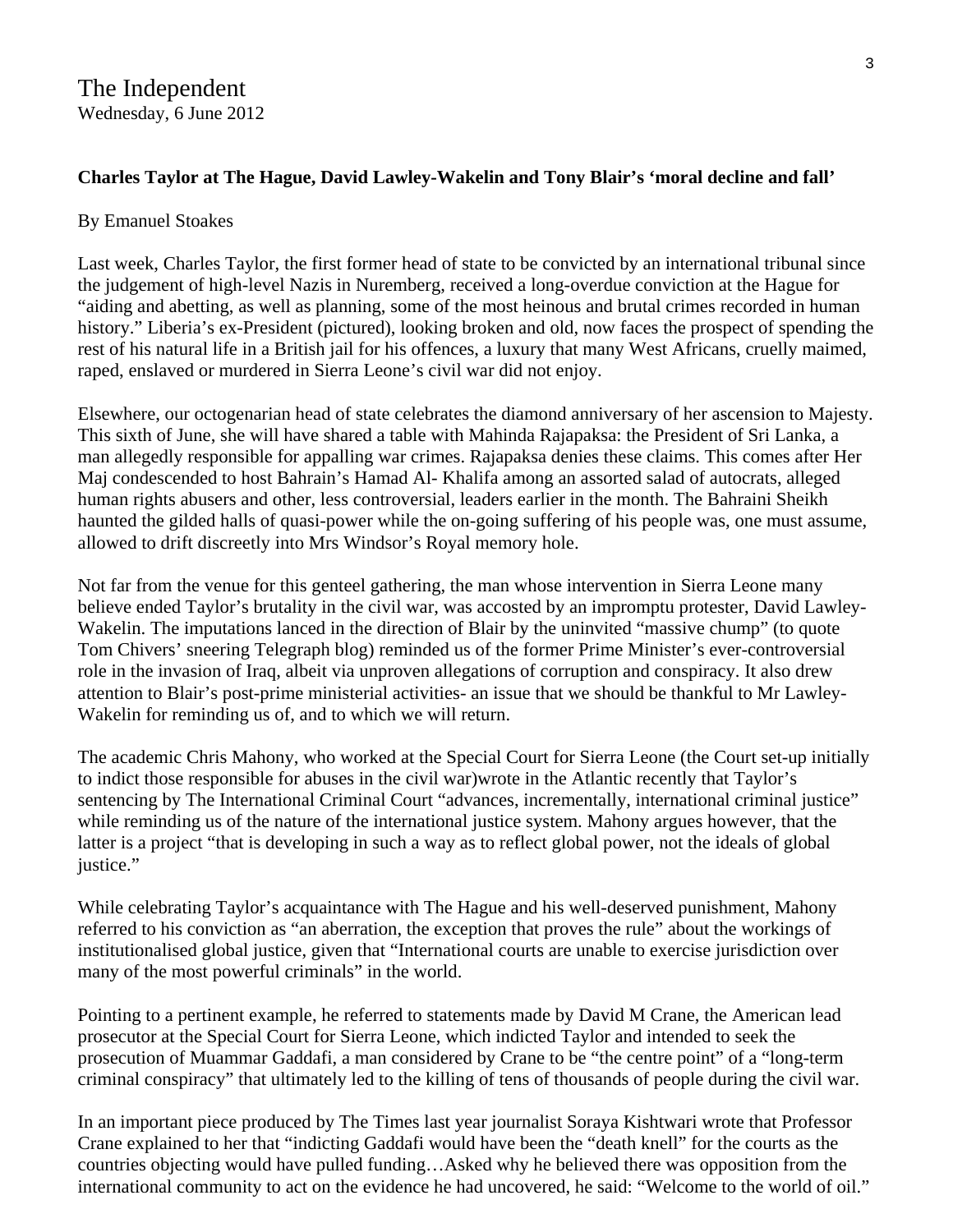The Independent
Wednesday, 6 June 2012

**Charles Taylor at The Hague, David Lawley-Wakelin and Tony Blair's 'moral decline and fall'**

By Emanuel Stoakes

Last week, Charles Taylor, the first former head of state to be convicted by an international tribunal since the judgement of high-level Nazis in Nuremberg, received a long-overdue conviction at the Hague for "aiding and abetting, as well as planning, some of the most heinous and brutal crimes recorded in human history." Liberia's ex-President (pictured), looking broken and old, now faces the prospect of spending the rest of his natural life in a British jail for his offences, a luxury that many West Africans, cruelly maimed, raped, enslaved or murdered in Sierra Leone's civil war did not enjoy.

Elsewhere, our octogenarian head of state celebrates the diamond anniversary of her ascension to Majesty. This sixth of June, she will have shared a table with Mahinda Rajapaksa: the President of Sri Lanka, a man allegedly responsible for appalling war crimes. Rajapaksa denies these claims. This comes after Her Maj condescended to host Bahrain's Hamad Al- Khalifa among an assorted salad of autocrats, alleged human rights abusers and other, less controversial, leaders earlier in the month. The Bahraini Sheikh haunted the gilded halls of quasi-power while the on-going suffering of his people was, one must assume, allowed to drift discreetly into Mrs Windsor's Royal memory hole.

Not far from the venue for this genteel gathering, the man whose intervention in Sierra Leone many believe ended Taylor's brutality in the civil war, was accosted by an impromptu protester, David Lawley-Wakelin. The imputations lanced in the direction of Blair by the uninvited "massive chump" (to quote Tom Chivers' sneering Telegraph blog) reminded us of the former Prime Minister's ever-controversial role in the invasion of Iraq, albeit via unproven allegations of corruption and conspiracy. It also drew attention to Blair's post-prime ministerial activities- an issue that we should be thankful to Mr Lawley-Wakelin for reminding us of, and to which we will return.

The academic Chris Mahony, who worked at the Special Court for Sierra Leone (the Court set-up initially to indict those responsible for abuses in the civil war)wrote in the Atlantic recently that Taylor's sentencing by The International Criminal Court "advances, incrementally, international criminal justice" while reminding us of the nature of the international justice system. Mahony argues however, that the latter is a project "that is developing in such a way as to reflect global power, not the ideals of global justice."

While celebrating Taylor's acquaintance with The Hague and his well-deserved punishment, Mahony referred to his conviction as "an aberration, the exception that proves the rule" about the workings of institutionalised global justice, given that "International courts are unable to exercise jurisdiction over many of the most powerful criminals" in the world.

Pointing to a pertinent example, he referred to statements made by David M Crane, the American lead prosecutor at the Special Court for Sierra Leone, which indicted Taylor and intended to seek the prosecution of Muammar Gaddafi, a man considered by Crane to be "the centre point" of a "long-term criminal conspiracy" that ultimately led to the killing of tens of thousands of people during the civil war.

In an important piece produced by The Times last year journalist Soraya Kishtwari wrote that Professor Crane explained to her that "indicting Gaddafi would have been the "death knell" for the courts as the countries objecting would have pulled funding…Asked why he believed there was opposition from the international community to act on the evidence he had uncovered, he said: "Welcome to the world of oil."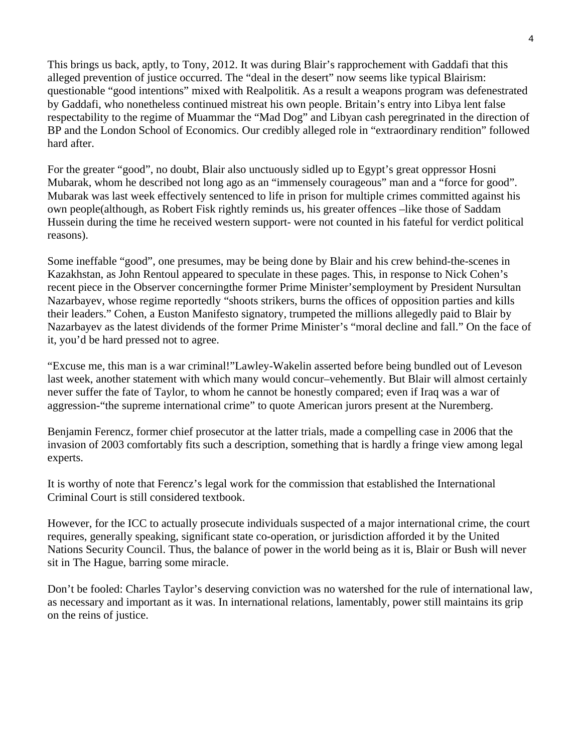This brings us back, aptly, to Tony, 2012. It was during Blair's rapprochement with Gaddafi that this alleged prevention of justice occurred. The "deal in the desert" now seems like typical Blairism: questionable "good intentions" mixed with Realpolitik. As a result a weapons program was defenestrated by Gaddafi, who nonetheless continued mistreat his own people. Britain's entry into Libya lent false respectability to the regime of Muammar the "Mad Dog" and Libyan cash peregrinated in the direction of BP and the London School of Economics. Our credibly alleged role in "extraordinary rendition" followed hard after.

For the greater "good", no doubt, Blair also unctuously sidled up to Egypt's great oppressor Hosni Mubarak, whom he described not long ago as an "immensely courageous" man and a "force for good". Mubarak was last week effectively sentenced to life in prison for multiple crimes committed against his own people(although, as Robert Fisk rightly reminds us, his greater offences –like those of Saddam Hussein during the time he received western support- were not counted in his fateful for verdict political reasons).

Some ineffable "good", one presumes, may be being done by Blair and his crew behind-the-scenes in Kazakhstan, as John Rentoul appeared to speculate in these pages. This, in response to Nick Cohen's recent piece in the Observer concerningthe former Prime Minister'semployment by President Nursultan Nazarbayev, whose regime reportedly "shoots strikers, burns the offices of opposition parties and kills their leaders." Cohen, a Euston Manifesto signatory, trumpeted the millions allegedly paid to Blair by Nazarbayev as the latest dividends of the former Prime Minister's "moral decline and fall." On the face of it, you'd be hard pressed not to agree.

"Excuse me, this man is a war criminal!"Lawley-Wakelin asserted before being bundled out of Leveson last week, another statement with which many would concur–vehemently. But Blair will almost certainly never suffer the fate of Taylor, to whom he cannot be honestly compared; even if Iraq was a war of aggression-"the supreme international crime" to quote American jurors present at the Nuremberg.

Benjamin Ferencz, former chief prosecutor at the latter trials, made a compelling case in 2006 that the invasion of 2003 comfortably fits such a description, something that is hardly a fringe view among legal experts.

It is worthy of note that Ferencz's legal work for the commission that established the International Criminal Court is still considered textbook.

However, for the ICC to actually prosecute individuals suspected of a major international crime, the court requires, generally speaking, significant state co-operation, or jurisdiction afforded it by the United Nations Security Council. Thus, the balance of power in the world being as it is, Blair or Bush will never sit in The Hague, barring some miracle.

Don't be fooled: Charles Taylor's deserving conviction was no watershed for the rule of international law, as necessary and important as it was. In international relations, lamentably, power still maintains its grip on the reins of justice.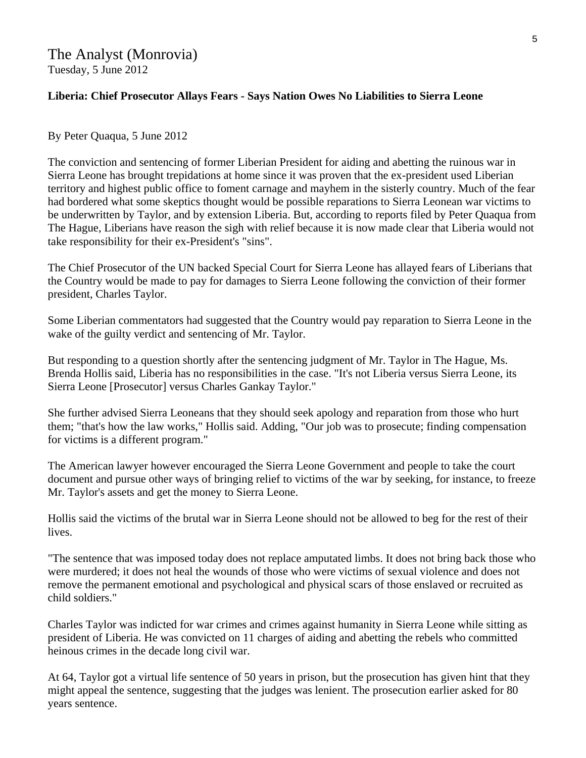The Analyst (Monrovia)
Tuesday, 5 June 2012

**Liberia: Chief Prosecutor Allays Fears - Says Nation Owes No Liabilities to Sierra Leone**

By Peter Quaqua, 5 June 2012

The conviction and sentencing of former Liberian President for aiding and abetting the ruinous war in Sierra Leone has brought trepidations at home since it was proven that the ex-president used Liberian territory and highest public office to foment carnage and mayhem in the sisterly country. Much of the fear had bordered what some skeptics thought would be possible reparations to Sierra Leonean war victims to be underwritten by Taylor, and by extension Liberia. But, according to reports filed by Peter Quaqua from The Hague, Liberians have reason the sigh with relief because it is now made clear that Liberia would not take responsibility for their ex-President's "sins".

The Chief Prosecutor of the UN backed Special Court for Sierra Leone has allayed fears of Liberians that the Country would be made to pay for damages to Sierra Leone following the conviction of their former president, Charles Taylor.

Some Liberian commentators had suggested that the Country would pay reparation to Sierra Leone in the wake of the guilty verdict and sentencing of Mr. Taylor.

But responding to a question shortly after the sentencing judgment of Mr. Taylor in The Hague, Ms. Brenda Hollis said, Liberia has no responsibilities in the case. "It's not Liberia versus Sierra Leone, its Sierra Leone [Prosecutor] versus Charles Gankay Taylor."

She further advised Sierra Leoneans that they should seek apology and reparation from those who hurt them; "that's how the law works," Hollis said. Adding, "Our job was to prosecute; finding compensation for victims is a different program."

The American lawyer however encouraged the Sierra Leone Government and people to take the court document and pursue other ways of bringing relief to victims of the war by seeking, for instance, to freeze Mr. Taylor's assets and get the money to Sierra Leone.

Hollis said the victims of the brutal war in Sierra Leone should not be allowed to beg for the rest of their lives.

"The sentence that was imposed today does not replace amputated limbs. It does not bring back those who were murdered; it does not heal the wounds of those who were victims of sexual violence and does not remove the permanent emotional and psychological and physical scars of those enslaved or recruited as child soldiers."

Charles Taylor was indicted for war crimes and crimes against humanity in Sierra Leone while sitting as president of Liberia. He was convicted on 11 charges of aiding and abetting the rebels who committed heinous crimes in the decade long civil war.

At 64, Taylor got a virtual life sentence of 50 years in prison, but the prosecution has given hint that they might appeal the sentence, suggesting that the judges was lenient. The prosecution earlier asked for 80 years sentence.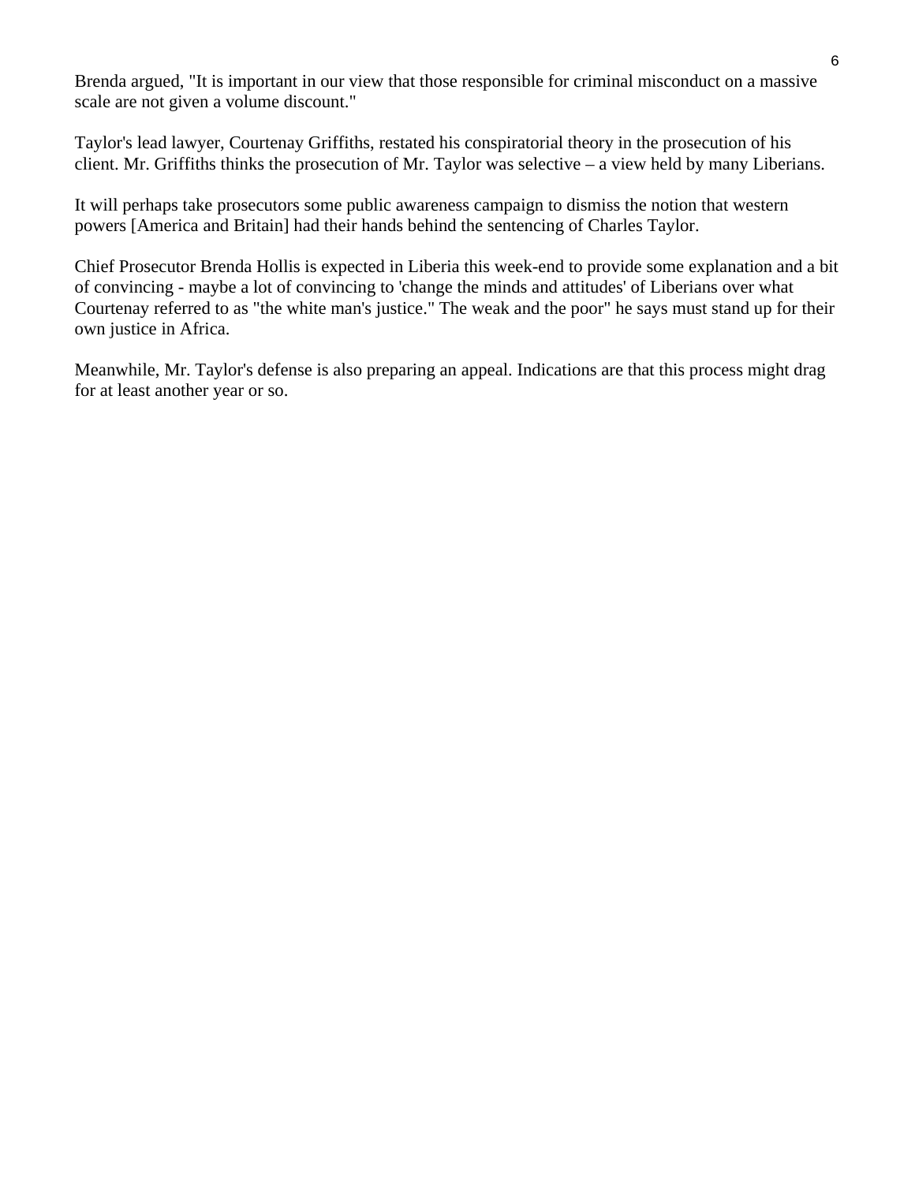Brenda argued, "It is important in our view that those responsible for criminal misconduct on a massive scale are not given a volume discount."

Taylor's lead lawyer, Courtenay Griffiths, restated his conspiratorial theory in the prosecution of his client. Mr. Griffiths thinks the prosecution of Mr. Taylor was selective – a view held by many Liberians.

It will perhaps take prosecutors some public awareness campaign to dismiss the notion that western powers [America and Britain] had their hands behind the sentencing of Charles Taylor.

Chief Prosecutor Brenda Hollis is expected in Liberia this week-end to provide some explanation and a bit of convincing - maybe a lot of convincing to 'change the minds and attitudes' of Liberians over what Courtenay referred to as "the white man's justice." The weak and the poor" he says must stand up for their own justice in Africa.

Meanwhile, Mr. Taylor's defense is also preparing an appeal. Indications are that this process might drag for at least another year or so.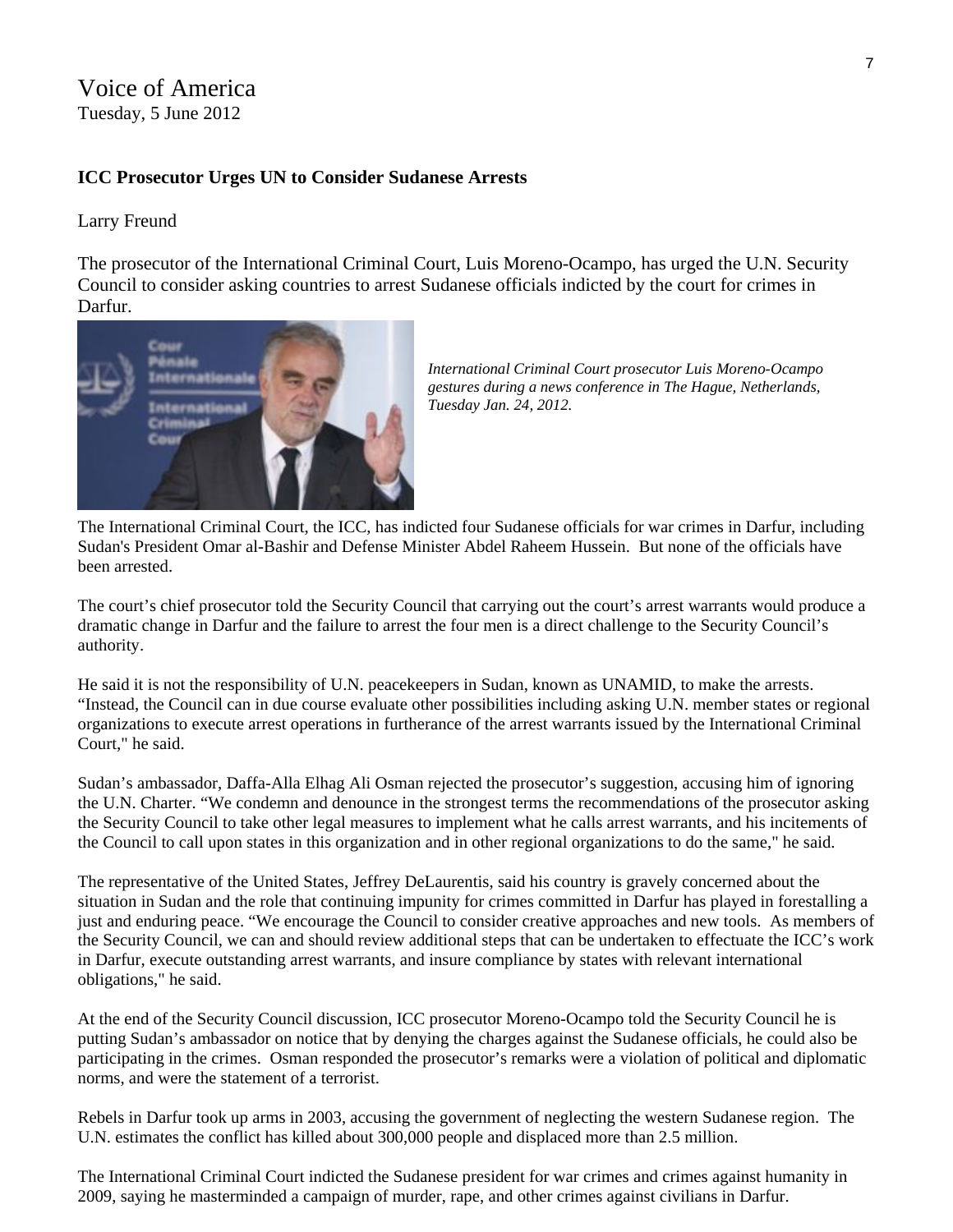Voice of America
Tuesday, 5 June 2012

**ICC Prosecutor Urges UN to Consider Sudanese Arrests**

Larry Freund

The prosecutor of the International Criminal Court, Luis Moreno-Ocampo, has urged the U.N. Security Council to consider asking countries to arrest Sudanese officials indicted by the court for crimes in Darfur.

*International Criminal Court prosecutor Luis Moreno-Ocampo gestures during a news conference in The Hague, Netherlands, Tuesday Jan. 24, 2012.*

The International Criminal Court, the ICC, has indicted four Sudanese officials for war crimes in Darfur, including Sudan's President Omar al-Bashir and Defense Minister Abdel Raheem Hussein. But none of the officials have been arrested.

The court's chief prosecutor told the Security Council that carrying out the court's arrest warrants would produce a dramatic change in Darfur and the failure to arrest the four men is a direct challenge to the Security Council's authority.

He said it is not the responsibility of U.N. peacekeepers in Sudan, known as UNAMID, to make the arrests. "Instead, the Council can in due course evaluate other possibilities including asking U.N. member states or regional organizations to execute arrest operations in furtherance of the arrest warrants issued by the International Criminal Court," he said.

Sudan's ambassador, Daffa-Alla Elhag Ali Osman rejected the prosecutor's suggestion, accusing him of ignoring the U.N. Charter. "We condemn and denounce in the strongest terms the recommendations of the prosecutor asking the Security Council to take other legal measures to implement what he calls arrest warrants, and his incitements of the Council to call upon states in this organization and in other regional organizations to do the same," he said.

The representative of the United States, Jeffrey DeLaurentis, said his country is gravely concerned about the situation in Sudan and the role that continuing impunity for crimes committed in Darfur has played in forestalling a just and enduring peace. "We encourage the Council to consider creative approaches and new tools. As members of the Security Council, we can and should review additional steps that can be undertaken to effectuate the ICC's work in Darfur, execute outstanding arrest warrants, and insure compliance by states with relevant international obligations," he said.

At the end of the Security Council discussion, ICC prosecutor Moreno-Ocampo told the Security Council he is putting Sudan's ambassador on notice that by denying the charges against the Sudanese officials, he could also be participating in the crimes. Osman responded the prosecutor's remarks were a violation of political and diplomatic norms, and were the statement of a terrorist.

Rebels in Darfur took up arms in 2003, accusing the government of neglecting the western Sudanese region. The U.N. estimates the conflict has killed about 300,000 people and displaced more than 2.5 million.

The International Criminal Court indicted the Sudanese president for war crimes and crimes against humanity in 2009, saying he masterminded a campaign of murder, rape, and other crimes against civilians in Darfur.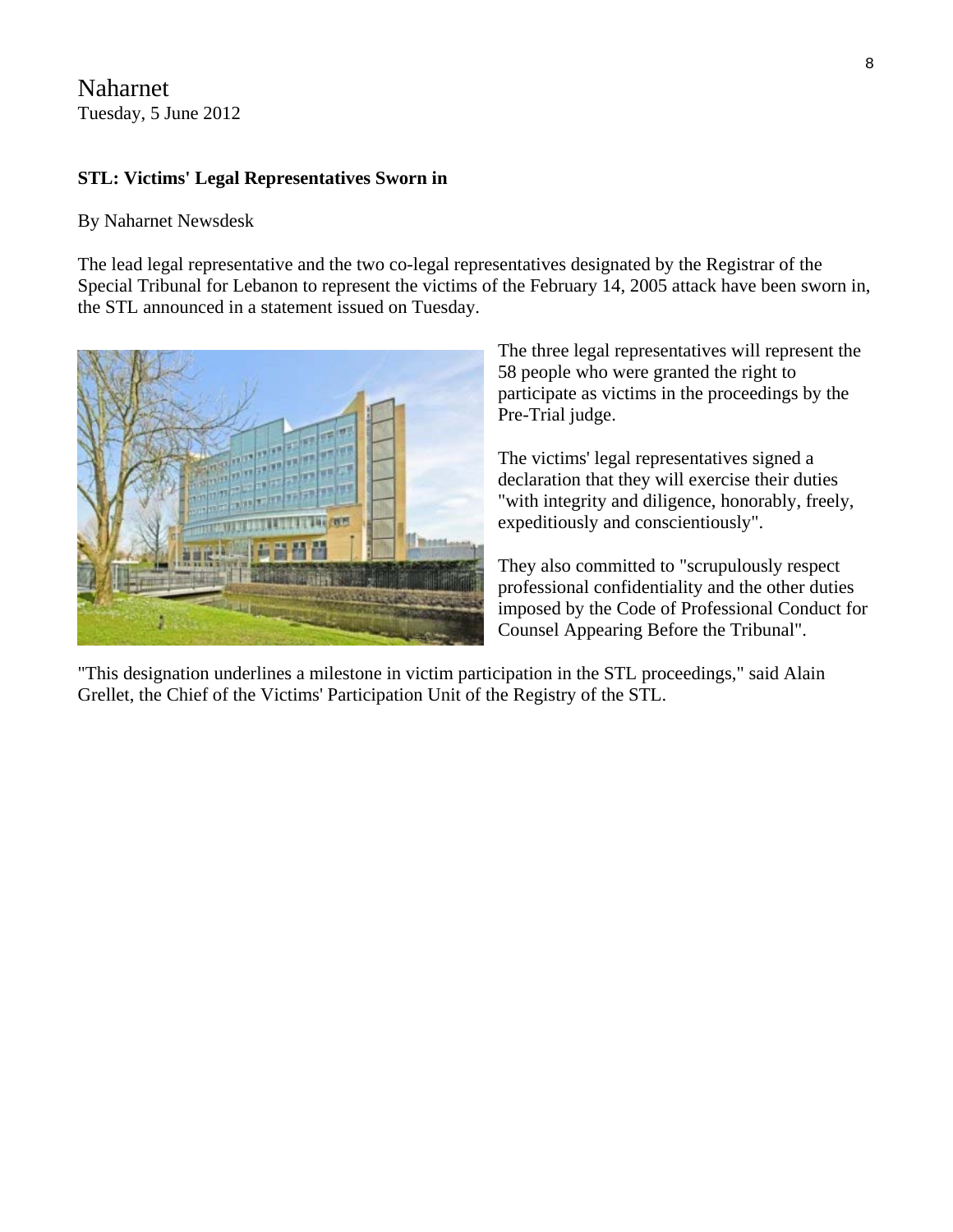Naharnet
Tuesday, 5 June 2012

**STL: Victims' Legal Representatives Sworn in**

By Naharnet Newsdesk

The lead legal representative and the two co-legal representatives designated by the Registrar of the Special Tribunal for Lebanon to represent the victims of the February 14, 2005 attack have been sworn in, the STL announced in a statement issued on Tuesday.

The three legal representatives will represent the 58 people who were granted the right to participate as victims in the proceedings by the Pre-Trial judge.

The victims' legal representatives signed a declaration that they will exercise their duties "with integrity and diligence, honorably, freely, expeditiously and conscientiously".

They also committed to "scrupulously respect professional confidentiality and the other duties imposed by the Code of Professional Conduct for Counsel Appearing Before the Tribunal".

"This designation underlines a milestone in victim participation in the STL proceedings," said Alain Grellet, the Chief of the Victims' Participation Unit of the Registry of the STL.